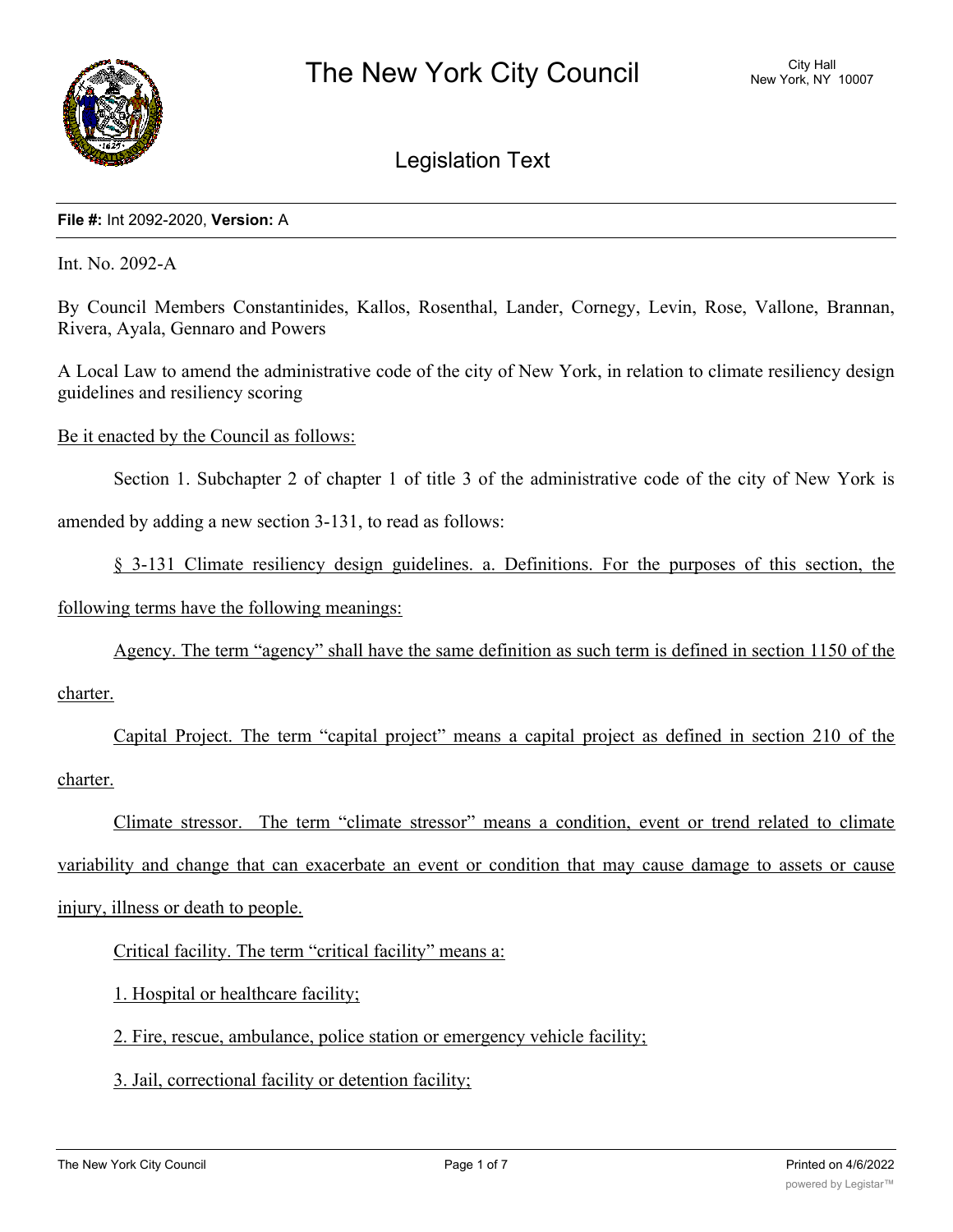# The New York City Council

City Hall
New York, NY 10007

## Legislation Text

**File #:** Int 2092-2020, **Version:** A

Int. No. 2092-A

By Council Members Constantinides, Kallos, Rosenthal, Lander, Cornegy, Levin, Rose, Vallone, Brannan, Rivera, Ayala, Gennaro and Powers

A Local Law to amend the administrative code of the city of New York, in relation to climate resiliency design guidelines and resiliency scoring

Be it enacted by the Council as follows:

Section 1. Subchapter 2 of chapter 1 of title 3 of the administrative code of the city of New York is amended by adding a new section 3-131, to read as follows:

§ 3-131 Climate resiliency design guidelines. a. Definitions. For the purposes of this section, the following terms have the following meanings:

Agency. The term "agency" shall have the same definition as such term is defined in section 1150 of the charter.

Capital Project. The term "capital project" means a capital project as defined in section 210 of the charter.

Climate stressor. The term "climate stressor" means a condition, event or trend related to climate variability and change that can exacerbate an event or condition that may cause damage to assets or cause injury, illness or death to people.

Critical facility. The term "critical facility" means a:

1. Hospital or healthcare facility;

2. Fire, rescue, ambulance, police station or emergency vehicle facility;

3. Jail, correctional facility or detention facility;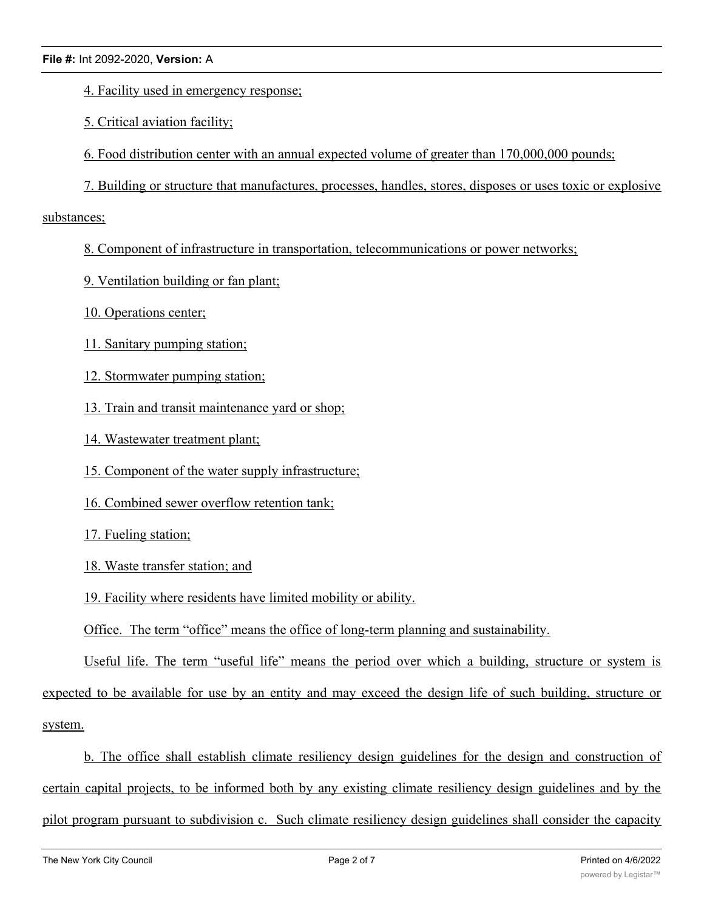4. Facility used in emergency response;

5. Critical aviation facility;

6. Food distribution center with an annual expected volume of greater than 170,000,000 pounds;

7. Building or structure that manufactures, processes, handles, stores, disposes or uses toxic or explosive substances;

8. Component of infrastructure in transportation, telecommunications or power networks;

9. Ventilation building or fan plant;

10. Operations center;

11. Sanitary pumping station;

12. Stormwater pumping station;

13. Train and transit maintenance yard or shop;

14. Wastewater treatment plant;

15. Component of the water supply infrastructure;

16. Combined sewer overflow retention tank;

17. Fueling station;

18. Waste transfer station; and

19. Facility where residents have limited mobility or ability.

Office. The term "office" means the office of long-term planning and sustainability.

Useful life. The term "useful life" means the period over which a building, structure or system is expected to be available for use by an entity and may exceed the design life of such building, structure or system.

b. The office shall establish climate resiliency design guidelines for the design and construction of certain capital projects, to be informed both by any existing climate resiliency design guidelines and by the pilot program pursuant to subdivision c. Such climate resiliency design guidelines shall consider the capacity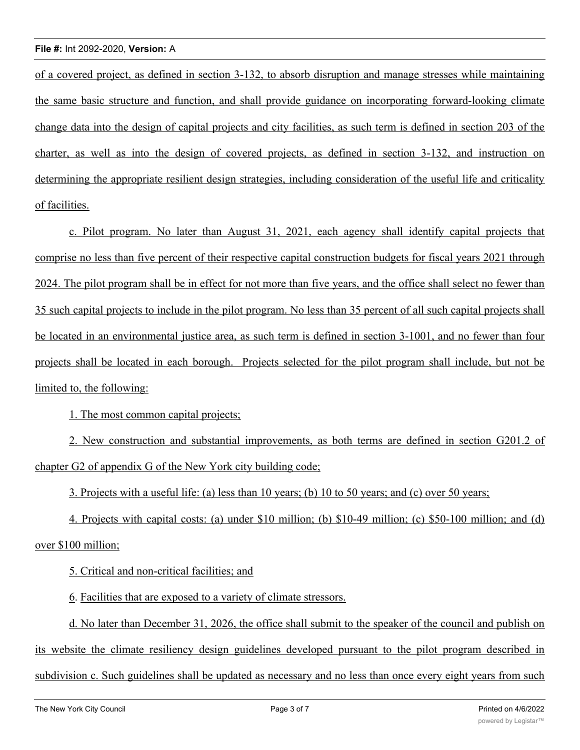of a covered project, as defined in section 3-132, to absorb disruption and manage stresses while maintaining the same basic structure and function, and shall provide guidance on incorporating forward-looking climate change data into the design of capital projects and city facilities, as such term is defined in section 203 of the charter, as well as into the design of covered projects, as defined in section 3-132, and instruction on determining the appropriate resilient design strategies, including consideration of the useful life and criticality of facilities.

c. Pilot program. No later than August 31, 2021, each agency shall identify capital projects that comprise no less than five percent of their respective capital construction budgets for fiscal years 2021 through 2024. The pilot program shall be in effect for not more than five years, and the office shall select no fewer than 35 such capital projects to include in the pilot program. No less than 35 percent of all such capital projects shall be located in an environmental justice area, as such term is defined in section 3-1001, and no fewer than four projects shall be located in each borough. Projects selected for the pilot program shall include, but not be limited to, the following:

1. The most common capital projects;

2. New construction and substantial improvements, as both terms are defined in section G201.2 of chapter G2 of appendix G of the New York city building code;

3. Projects with a useful life: (a) less than 10 years; (b) 10 to 50 years; and (c) over 50 years;

4. Projects with capital costs: (a) under $10 million; (b) $10-49 million; (c) $50-100 million; and (d) over $100 million;

5. Critical and non-critical facilities; and

6. Facilities that are exposed to a variety of climate stressors.

d. No later than December 31, 2026, the office shall submit to the speaker of the council and publish on its website the climate resiliency design guidelines developed pursuant to the pilot program described in subdivision c. Such guidelines shall be updated as necessary and no less than once every eight years from such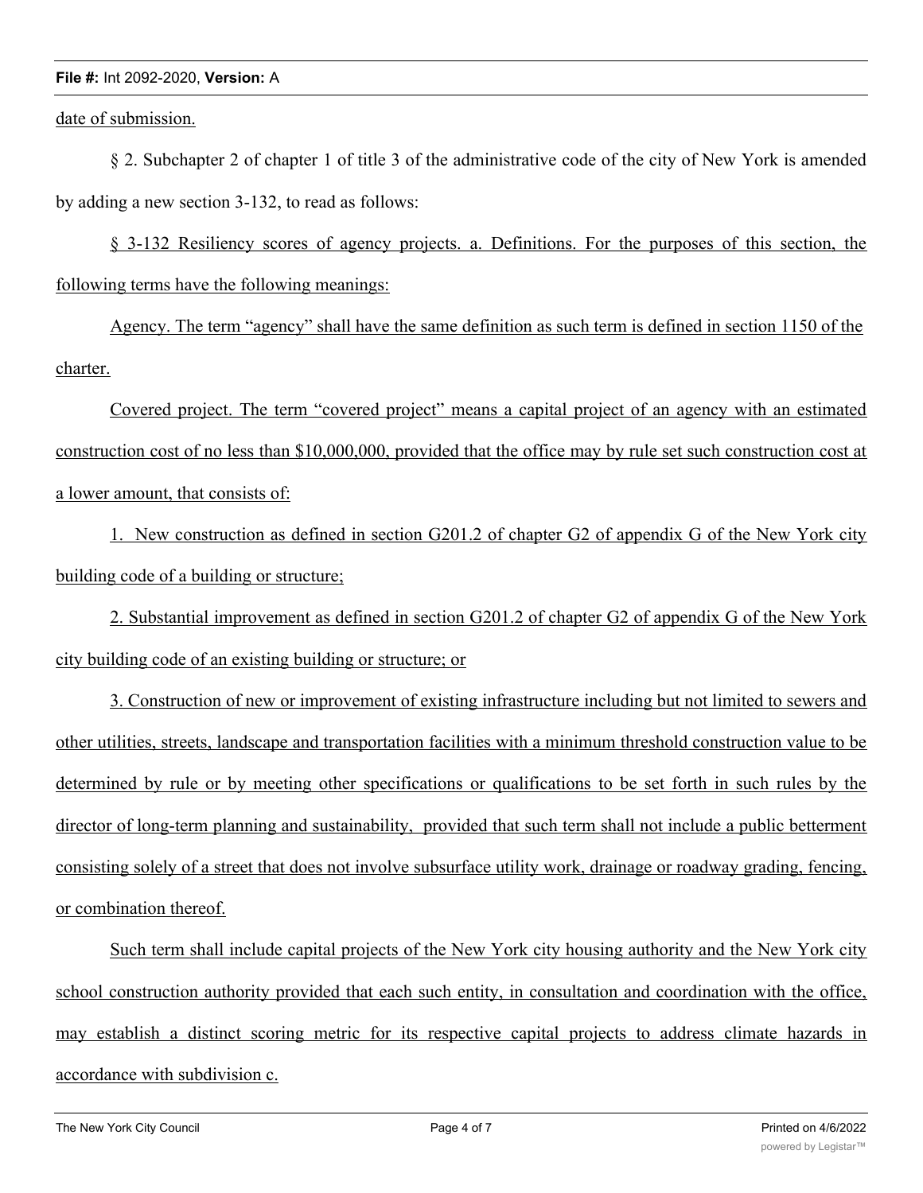date of submission.

§ 2. Subchapter 2 of chapter 1 of title 3 of the administrative code of the city of New York is amended by adding a new section 3-132, to read as follows:

§ 3-132 Resiliency scores of agency projects. a. Definitions. For the purposes of this section, the following terms have the following meanings:

Agency. The term "agency" shall have the same definition as such term is defined in section 1150 of the charter.

Covered project. The term "covered project" means a capital project of an agency with an estimated construction cost of no less than $10,000,000, provided that the office may by rule set such construction cost at a lower amount, that consists of:

1. New construction as defined in section G201.2 of chapter G2 of appendix G of the New York city building code of a building or structure;

2. Substantial improvement as defined in section G201.2 of chapter G2 of appendix G of the New York city building code of an existing building or structure; or

3. Construction of new or improvement of existing infrastructure including but not limited to sewers and other utilities, streets, landscape and transportation facilities with a minimum threshold construction value to be determined by rule or by meeting other specifications or qualifications to be set forth in such rules by the director of long-term planning and sustainability, provided that such term shall not include a public betterment consisting solely of a street that does not involve subsurface utility work, drainage or roadway grading, fencing, or combination thereof.

Such term shall include capital projects of the New York city housing authority and the New York city school construction authority provided that each such entity, in consultation and coordination with the office, may establish a distinct scoring metric for its respective capital projects to address climate hazards in accordance with subdivision c.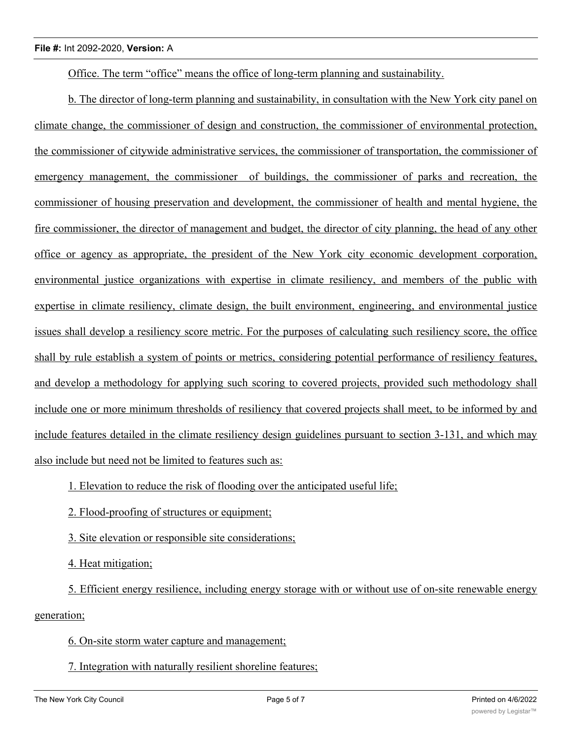Office. The term “office” means the office of long-term planning and sustainability.

b. The director of long-term planning and sustainability, in consultation with the New York city panel on climate change, the commissioner of design and construction, the commissioner of environmental protection, the commissioner of citywide administrative services, the commissioner of transportation, the commissioner of emergency management, the commissioner of buildings, the commissioner of parks and recreation, the commissioner of housing preservation and development, the commissioner of health and mental hygiene, the fire commissioner, the director of management and budget, the director of city planning, the head of any other office or agency as appropriate, the president of the New York city economic development corporation, environmental justice organizations with expertise in climate resiliency, and members of the public with expertise in climate resiliency, climate design, the built environment, engineering, and environmental justice issues shall develop a resiliency score metric. For the purposes of calculating such resiliency score, the office shall by rule establish a system of points or metrics, considering potential performance of resiliency features, and develop a methodology for applying such scoring to covered projects, provided such methodology shall include one or more minimum thresholds of resiliency that covered projects shall meet, to be informed by and include features detailed in the climate resiliency design guidelines pursuant to section 3-131, and which may also include but need not be limited to features such as:

1. Elevation to reduce the risk of flooding over the anticipated useful life;

2. Flood-proofing of structures or equipment;

3. Site elevation or responsible site considerations;

4. Heat mitigation;

5. Efficient energy resilience, including energy storage with or without use of on-site renewable energy generation;

6. On-site storm water capture and management;

7. Integration with naturally resilient shoreline features;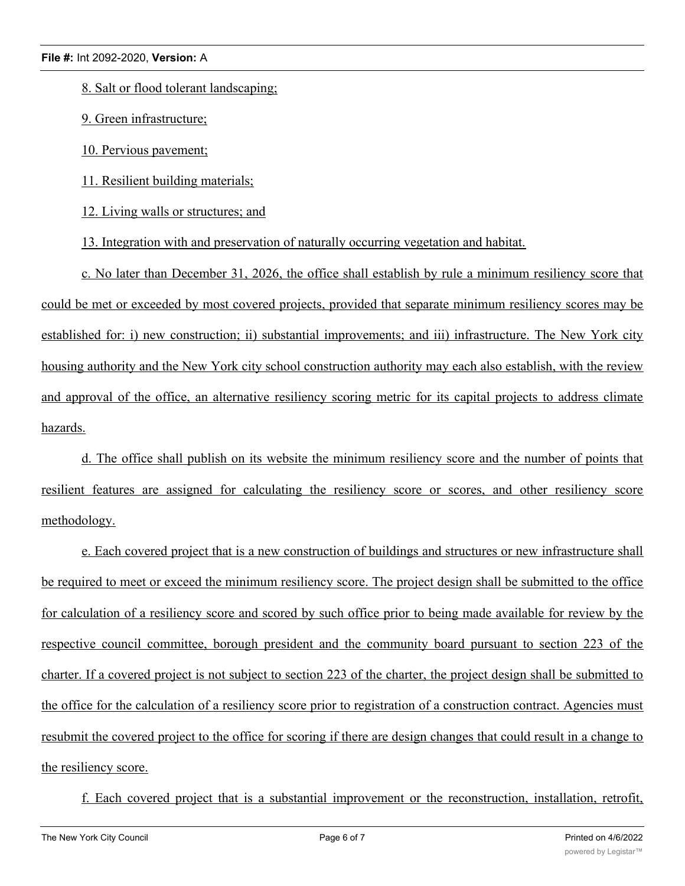8. Salt or flood tolerant landscaping;

9. Green infrastructure;

10. Pervious pavement;

11. Resilient building materials;

12. Living walls or structures; and

13. Integration with and preservation of naturally occurring vegetation and habitat.

c. No later than December 31, 2026, the office shall establish by rule a minimum resiliency score that could be met or exceeded by most covered projects, provided that separate minimum resiliency scores may be established for: i) new construction; ii) substantial improvements; and iii) infrastructure. The New York city housing authority and the New York city school construction authority may each also establish, with the review and approval of the office, an alternative resiliency scoring metric for its capital projects to address climate hazards.

d. The office shall publish on its website the minimum resiliency score and the number of points that resilient features are assigned for calculating the resiliency score or scores, and other resiliency score methodology.

e. Each covered project that is a new construction of buildings and structures or new infrastructure shall be required to meet or exceed the minimum resiliency score. The project design shall be submitted to the office for calculation of a resiliency score and scored by such office prior to being made available for review by the respective council committee, borough president and the community board pursuant to section 223 of the charter. If a covered project is not subject to section 223 of the charter, the project design shall be submitted to the office for the calculation of a resiliency score prior to registration of a construction contract. Agencies must resubmit the covered project to the office for scoring if there are design changes that could result in a change to the resiliency score.

f. Each covered project that is a substantial improvement or the reconstruction, installation, retrofit,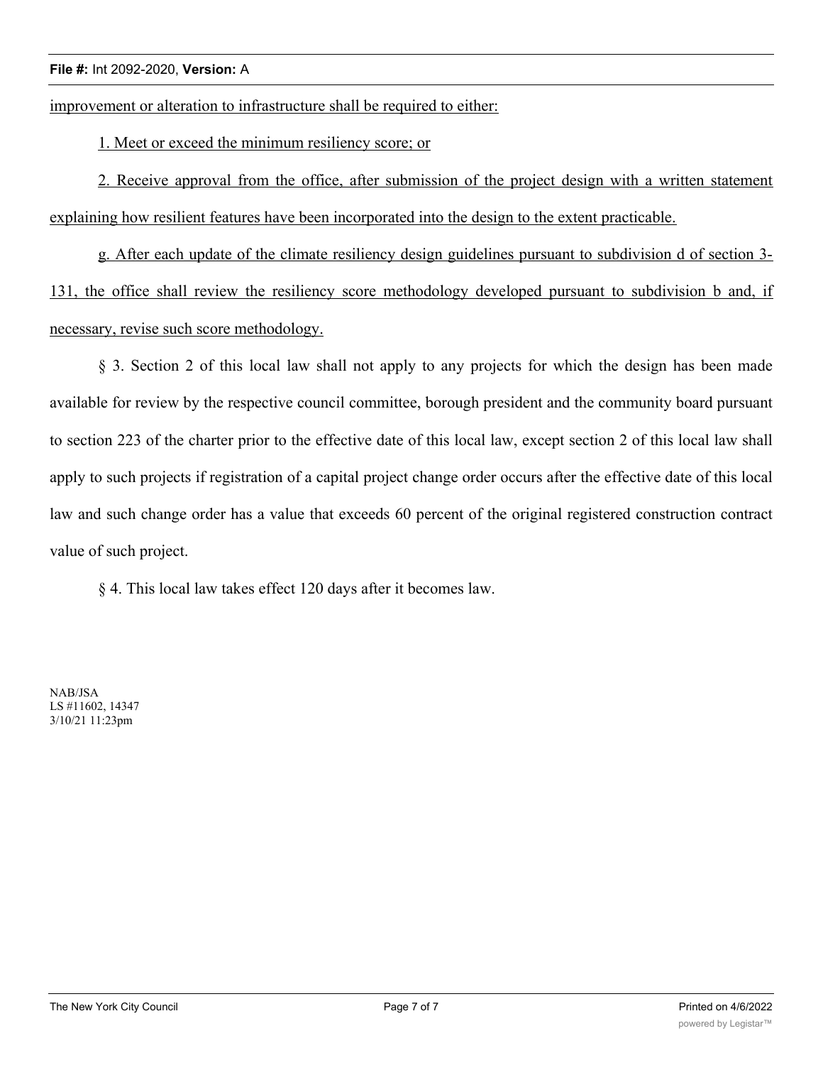improvement or alteration to infrastructure shall be required to either:

1. Meet or exceed the minimum resiliency score; or

2. Receive approval from the office, after submission of the project design with a written statement explaining how resilient features have been incorporated into the design to the extent practicable.

g. After each update of the climate resiliency design guidelines pursuant to subdivision d of section 3-131, the office shall review the resiliency score methodology developed pursuant to subdivision b and, if necessary, revise such score methodology.

§ 3. Section 2 of this local law shall not apply to any projects for which the design has been made available for review by the respective council committee, borough president and the community board pursuant to section 223 of the charter prior to the effective date of this local law, except section 2 of this local law shall apply to such projects if registration of a capital project change order occurs after the effective date of this local law and such change order has a value that exceeds 60 percent of the original registered construction contract value of such project.

§ 4. This local law takes effect 120 days after it becomes law.

NAB/JSA
LS #11602, 14347
3/10/21 11:23pm